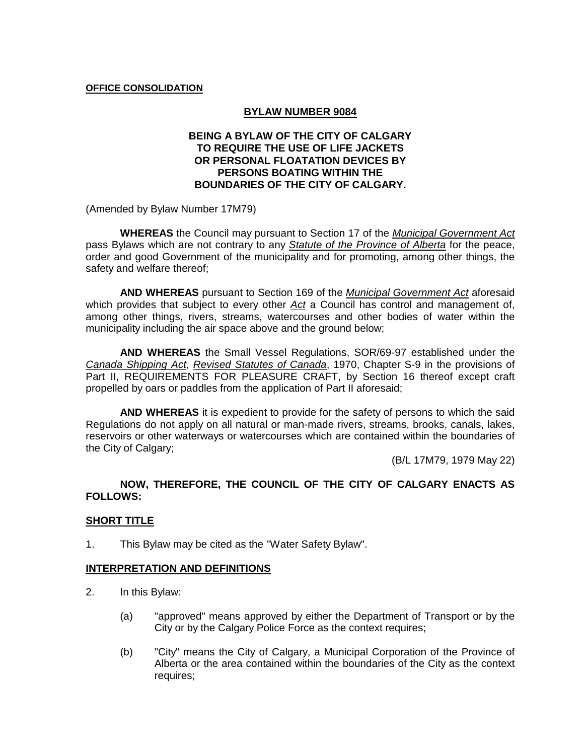**OFFICE CONSOLIDATION**

# BYLAW NUMBER 9084

**BEING A BYLAW OF THE CITY OF CALGARY TO REQUIRE THE USE OF LIFE JACKETS OR PERSONAL FLOATATION DEVICES BY PERSONS BOATING WITHIN THE BOUNDARIES OF THE CITY OF CALGARY.**

(Amended by Bylaw Number 17M79)

**WHEREAS** the Council may pursuant to Section 17 of the *Municipal Government Act* pass Bylaws which are not contrary to any *Statute of the Province of Alberta* for the peace, order and good Government of the municipality and for promoting, among other things, the safety and welfare thereof;

**AND WHEREAS** pursuant to Section 169 of the *Municipal Government Act* aforesaid which provides that subject to every other *Act* a Council has control and management of, among other things, rivers, streams, watercourses and other bodies of water within the municipality including the air space above and the ground below;

**AND WHEREAS** the Small Vessel Regulations, SOR/69-97 established under the *Canada Shipping Act*, *Revised Statutes of Canada*, 1970, Chapter S-9 in the provisions of Part II, REQUIREMENTS FOR PLEASURE CRAFT, by Section 16 thereof except craft propelled by oars or paddles from the application of Part II aforesaid;

**AND WHEREAS** it is expedient to provide for the safety of persons to which the said Regulations do not apply on all natural or man-made rivers, streams, brooks, canals, lakes, reservoirs or other waterways or watercourses which are contained within the boundaries of the City of Calgary;

(B/L 17M79, 1979 May 22)

**NOW, THEREFORE, THE COUNCIL OF THE CITY OF CALGARY ENACTS AS FOLLOWS:**

## SHORT TITLE

1. This Bylaw may be cited as the "Water Safety Bylaw".

## INTERPRETATION AND DEFINITIONS

2. In this Bylaw:

   (a) "approved" means approved by either the Department of Transport or by the City or by the Calgary Police Force as the context requires;

   (b) "City" means the City of Calgary, a Municipal Corporation of the Province of Alberta or the area contained within the boundaries of the City as the context requires;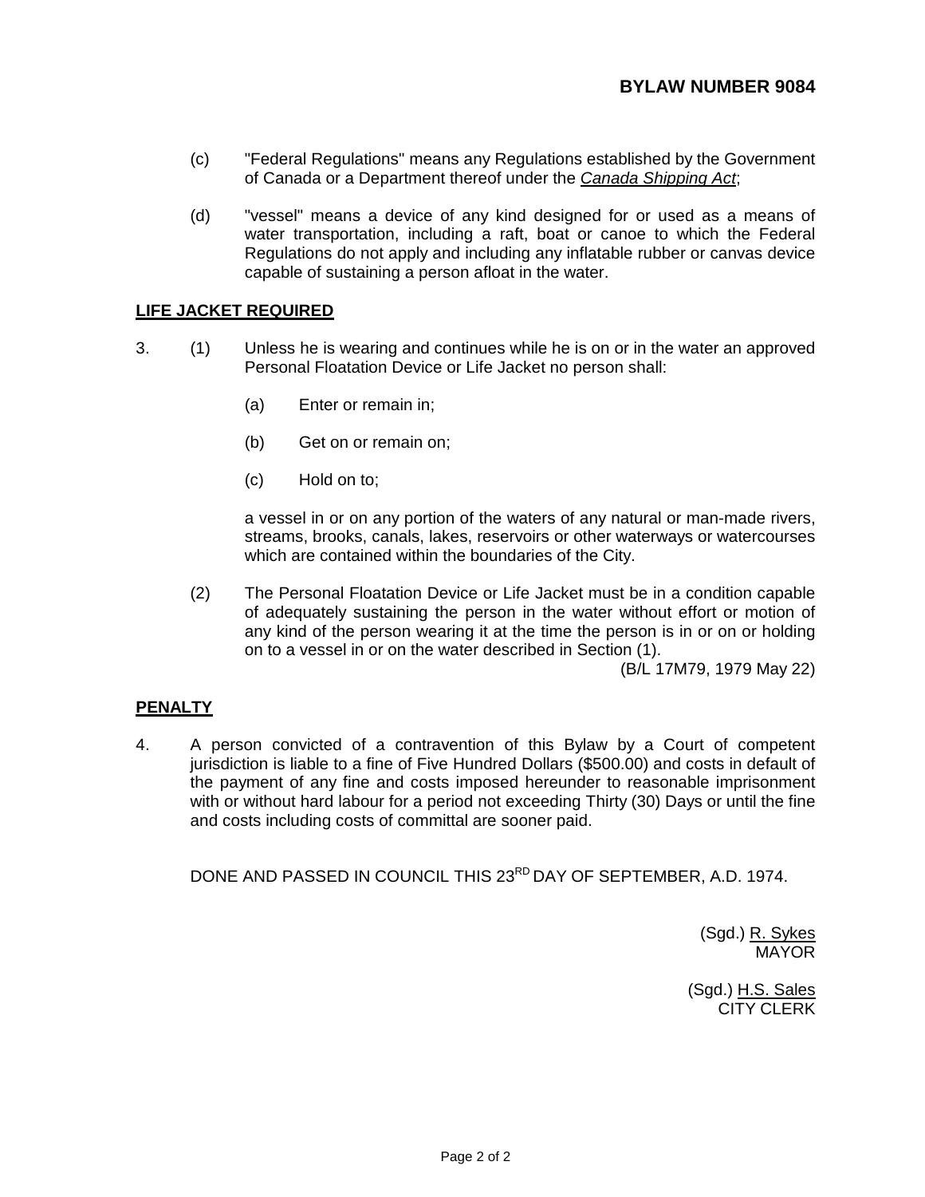(c) "Federal Regulations" means any Regulations established by the Government of Canada or a Department thereof under the *Canada Shipping Act*;

(d) "vessel" means a device of any kind designed for or used as a means of water transportation, including a raft, boat or canoe to which the Federal Regulations do not apply and including any inflatable rubber or canvas device capable of sustaining a person afloat in the water.

**LIFE JACKET REQUIRED**

3. (1) Unless he is wearing and continues while he is on or in the water an approved Personal Floatation Device or Life Jacket no person shall:

   (a) Enter or remain in;

   (b) Get on or remain on;

   (c) Hold on to;

   a vessel in or on any portion of the waters of any natural or man-made rivers, streams, brooks, canals, lakes, reservoirs or other waterways or watercourses which are contained within the boundaries of the City.

   (2) The Personal Floatation Device or Life Jacket must be in a condition capable of adequately sustaining the person in the water without effort or motion of any kind of the person wearing it at the time the person is in or on or holding on to a vessel in or on the water described in Section (1).

(B/L 17M79, 1979 May 22)

**PENALTY**

4. A person convicted of a contravention of this Bylaw by a Court of competent jurisdiction is liable to a fine of Five Hundred Dollars ($500.00) and costs in default of the payment of any fine and costs imposed hereunder to reasonable imprisonment with or without hard labour for a period not exceeding Thirty (30) Days or until the fine and costs including costs of committal are sooner paid.

DONE AND PASSED IN COUNCIL THIS 23RD DAY OF SEPTEMBER, A.D. 1974.

(Sgd.) R. Sykes
MAYOR

(Sgd.) H.S. Sales
CITY CLERK